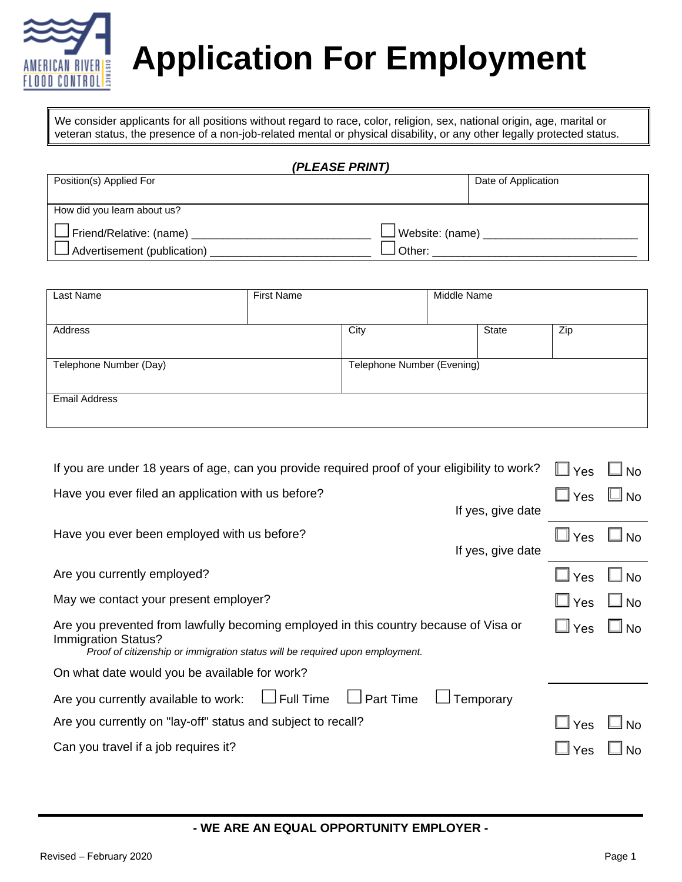# Application For Employment

We consider applicants for all positions without regard to race, color, religion, sex, national origin, age, marital or veteran status, the presence of a non-job-related mental or physical disability, or any other legally protected status.

***(PLEASE PRINT)***

| Position(s) Applied For | Date of Application |
|---|---|
| | |

How did you learn about us?

☐ Friend/Relative: (name) ____________________________ ☐ Website: (name) ________________________

☐ Advertisement (publication) ________________________ ☐ Other: _______________________________

| Last Name | First Name | Middle Name |
|---|---|---|
| | | |

| Address | City | State | Zip |
|---|---|---|---|
| | | | |

| Telephone Number (Day) | Telephone Number (Evening) |
|---|---|
| | |

| Email Address |
|---|
| |

If you are under 18 years of age, can you provide required proof of your eligibility to work? ☐ Yes ☐ No

Have you ever filed an application with us before? ☐ Yes ☐ No
If yes, give date ____________

Have you ever been employed with us before? ☐ Yes ☐ No
If yes, give date ____________

Are you currently employed? ☐ Yes ☐ No

May we contact your present employer? ☐ Yes ☐ No

Are you prevented from lawfully becoming employed in this country because of Visa or Immigration Status? ☐ Yes ☐ No
*Proof of citizenship or immigration status will be required upon employment.*

On what date would you be available for work? ____________

Are you currently available to work: ☐ Full Time ☐ Part Time ☐ Temporary

Are you currently on "lay-off" status and subject to recall? ☐ Yes ☐ No

Can you travel if a job requires it? ☐ Yes ☐ No

**- WE ARE AN EQUAL OPPORTUNITY EMPLOYER -**

Revised – February 2020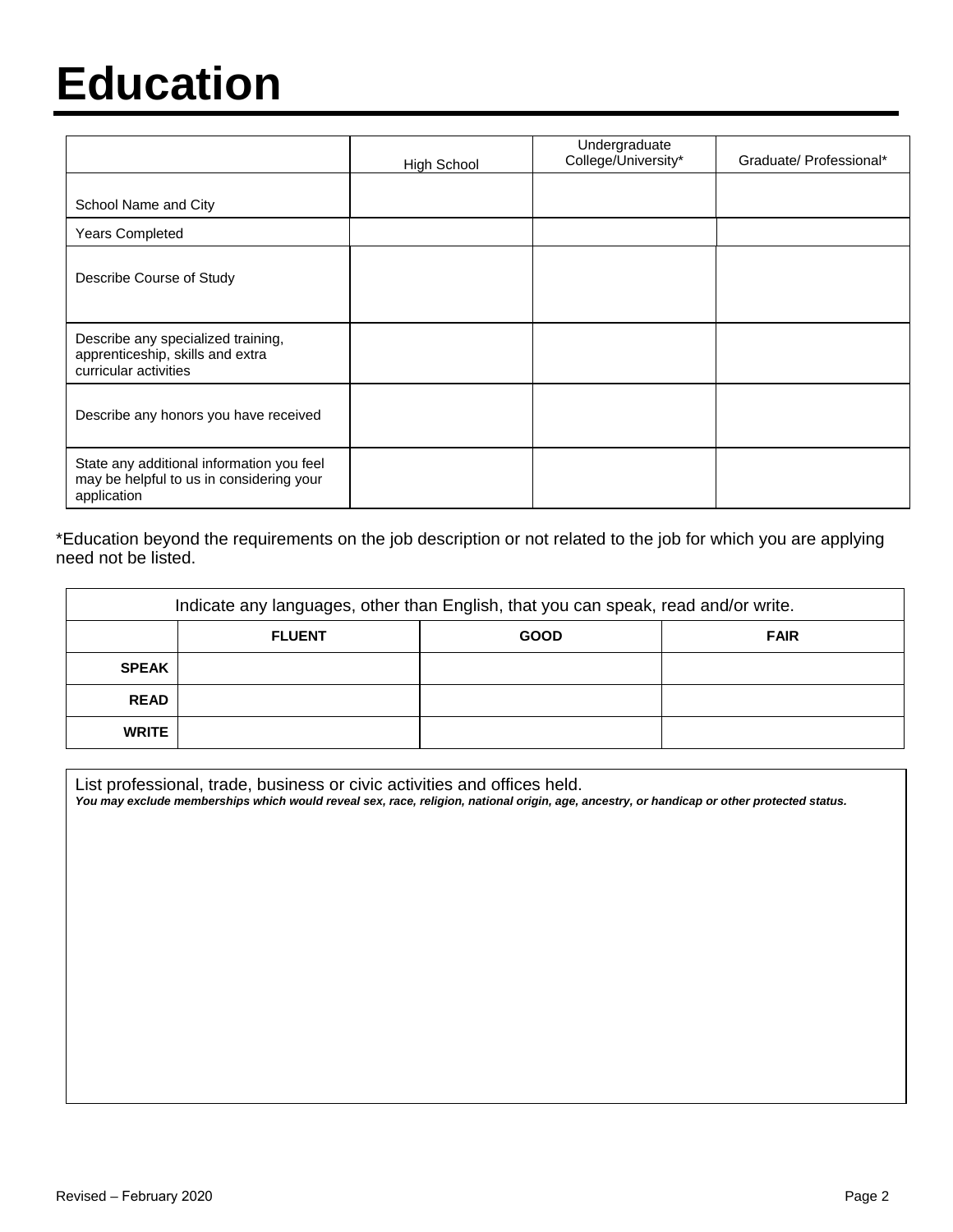# Education

| | High School | Undergraduate College/University* | Graduate/ Professional* |
|---|---|---|---|
| School Name and City | | | |
| Years Completed | | | |
| Describe Course of Study | | | |
| Describe any specialized training, apprenticeship, skills and extra curricular activities | | | |
| Describe any honors you have received | | | |
| State any additional information you feel may be helpful to us in considering your application | | | |

*Education beyond the requirements on the job description or not related to the job for which you are applying need not be listed.

| Indicate any languages, other than English, that you can speak, read and/or write. | | | |
|---|---|---|---|
| | **FLUENT** | **GOOD** | **FAIR** |
| **SPEAK** | | | |
| **READ** | | | |
| **WRITE** | | | |

List professional, trade, business or civic activities and offices held.
***You may exclude memberships which would reveal sex, race, religion, national origin, age, ancestry, or handicap or other protected status.***

Revised – February 2020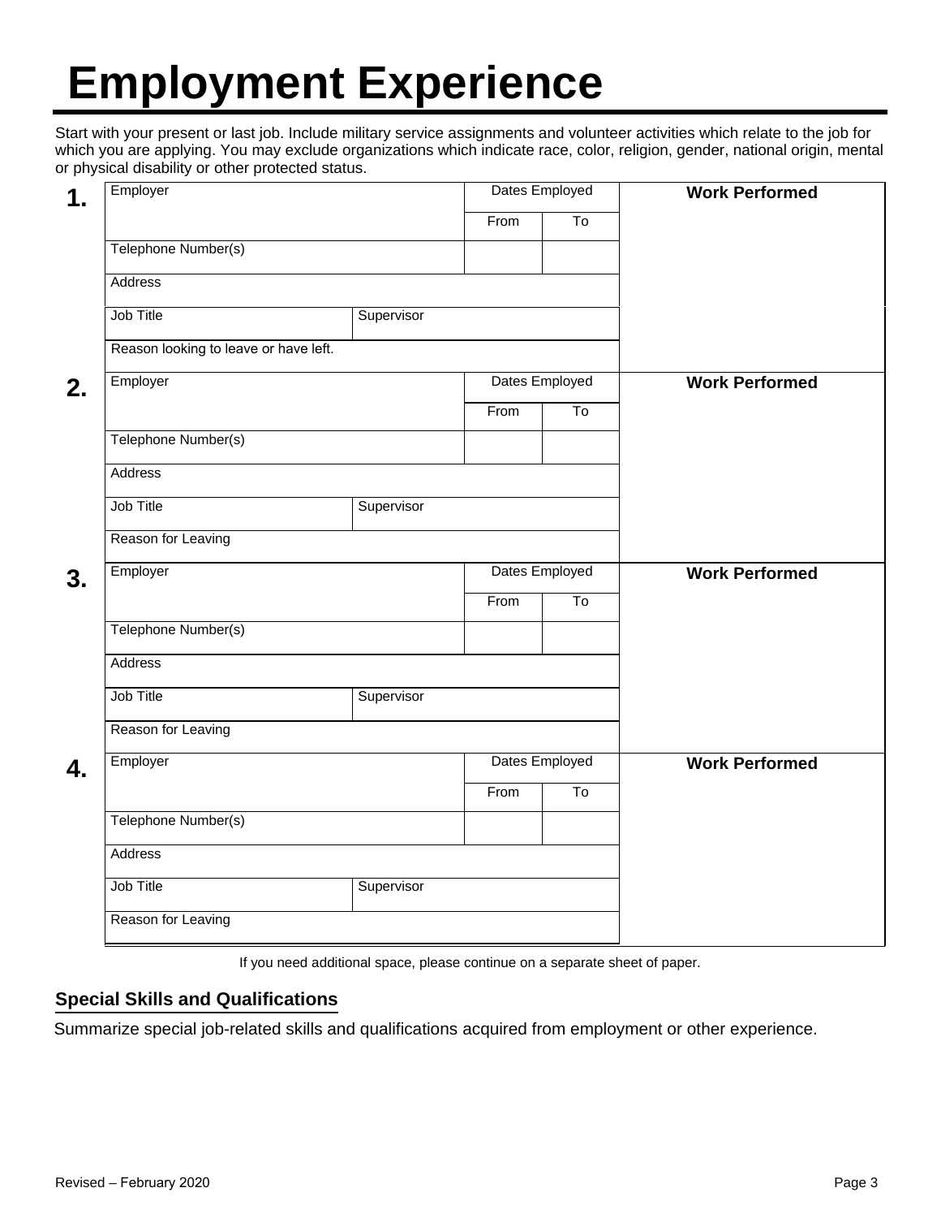# Employment Experience

Start with your present or last job. Include military service assignments and volunteer activities which relate to the job for which you are applying. You may exclude organizations which indicate race, color, religion, gender, national origin, mental or physical disability or other protected status.

**1.**

| Employer | | Dates Employed | | **Work Performed** |
|---|---|---|---|---|
| | | From | To | |
| Telephone Number(s) | | | | |
| Address | | | | |
| Job Title | Supervisor | | | |
| Reason looking to leave or have left. | | | | |

**2.**

| Employer | | Dates Employed | | **Work Performed** |
|---|---|---|---|---|
| | | From | To | |
| Telephone Number(s) | | | | |
| Address | | | | |
| Job Title | Supervisor | | | |
| Reason for Leaving | | | | |

**3.**

| Employer | | Dates Employed | | **Work Performed** |
|---|---|---|---|---|
| | | From | To | |
| Telephone Number(s) | | | | |
| Address | | | | |
| Job Title | Supervisor | | | |
| Reason for Leaving | | | | |

**4.**

| Employer | | Dates Employed | | **Work Performed** |
|---|---|---|---|---|
| | | From | To | |
| Telephone Number(s) | | | | |
| Address | | | | |
| Job Title | Supervisor | | | |
| Reason for Leaving | | | | |

If you need additional space, please continue on a separate sheet of paper.

## Special Skills and Qualifications

Summarize special job-related skills and qualifications acquired from employment or other experience.

Revised – February 2020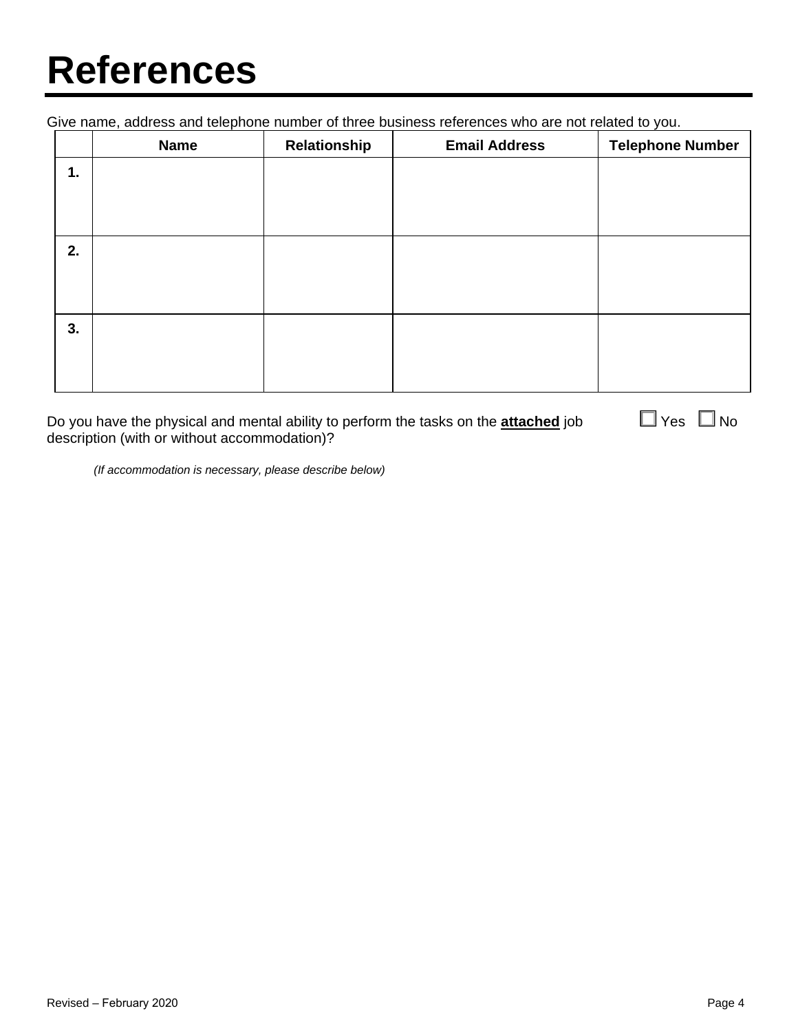# References

Give name, address and telephone number of three business references who are not related to you.

| | Name | Relationship | Email Address | Telephone Number |
|---|---|---|---|---|
| **1.** | | | | |
| **2.** | | | | |
| **3.** | | | | |

Do you have the physical and mental ability to perform the tasks on the **attached** job description (with or without accommodation)? ☐ Yes ☐ No

*(If accommodation is necessary, please describe below)*

Revised – February 2020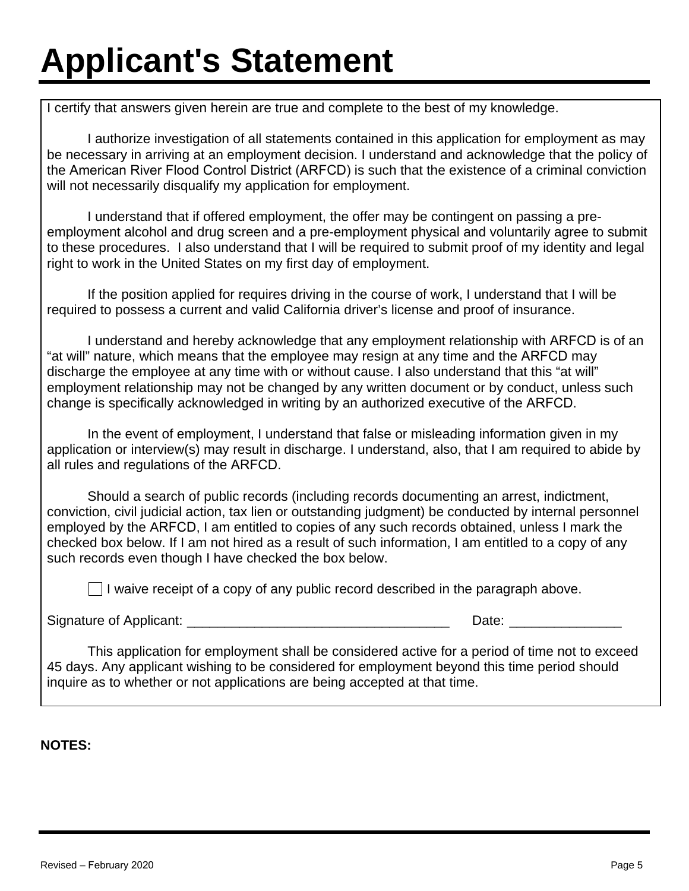# Applicant's Statement

I certify that answers given herein are true and complete to the best of my knowledge.

I authorize investigation of all statements contained in this application for employment as may be necessary in arriving at an employment decision. I understand and acknowledge that the policy of the American River Flood Control District (ARFCD) is such that the existence of a criminal conviction will not necessarily disqualify my application for employment.

I understand that if offered employment, the offer may be contingent on passing a pre-employment alcohol and drug screen and a pre-employment physical and voluntarily agree to submit to these procedures. I also understand that I will be required to submit proof of my identity and legal right to work in the United States on my first day of employment.

If the position applied for requires driving in the course of work, I understand that I will be required to possess a current and valid California driver's license and proof of insurance.

I understand and hereby acknowledge that any employment relationship with ARFCD is of an "at will" nature, which means that the employee may resign at any time and the ARFCD may discharge the employee at any time with or without cause. I also understand that this "at will" employment relationship may not be changed by any written document or by conduct, unless such change is specifically acknowledged in writing by an authorized executive of the ARFCD.

In the event of employment, I understand that false or misleading information given in my application or interview(s) may result in discharge. I understand, also, that I am required to abide by all rules and regulations of the ARFCD.

Should a search of public records (including records documenting an arrest, indictment, conviction, civil judicial action, tax lien or outstanding judgment) be conducted by internal personnel employed by the ARFCD, I am entitled to copies of any such records obtained, unless I mark the checked box below. If I am not hired as a result of such information, I am entitled to a copy of any such records even though I have checked the box below.

☐ I waive receipt of a copy of any public record described in the paragraph above.

Signature of Applicant: ____________________________________ Date: _______________

This application for employment shall be considered active for a period of time not to exceed 45 days. Any applicant wishing to be considered for employment beyond this time period should inquire as to whether or not applications are being accepted at that time.

**NOTES:**

Revised – February 2020